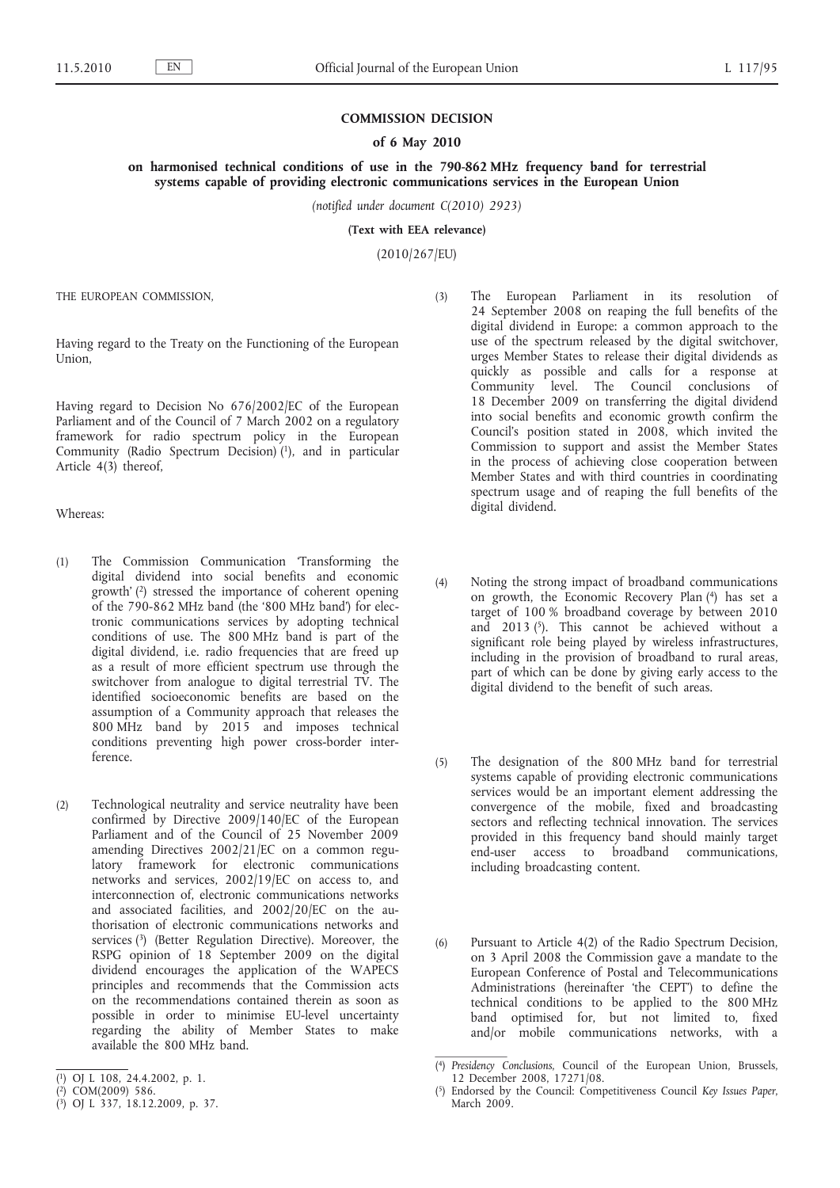# COMMISSION DECISION

## of 6 May 2010

## on harmonised technical conditions of use in the 790-862 MHz frequency band for terrestrial systems capable of providing electronic communications services in the European Union

*(notified under document C(2010) 2923)*

**(Text with EEA relevance)**

(2010/267/EU)

THE EUROPEAN COMMISSION,

Having regard to the Treaty on the Functioning of the European Union,

Having regard to Decision No 676/2002/EC of the European Parliament and of the Council of 7 March 2002 on a regulatory framework for radio spectrum policy in the European Community (Radio Spectrum Decision) [1], and in particular Article 4(3) thereof,

Whereas:

(1) The Commission Communication 'Transforming the digital dividend into social benefits and economic growth' [2] stressed the importance of coherent opening of the 790-862 MHz band (the '800 MHz band') for electronic communications services by adopting technical conditions of use. The 800 MHz band is part of the digital dividend, i.e. radio frequencies that are freed up as a result of more efficient spectrum use through the switchover from analogue to digital terrestrial TV. The identified socioeconomic benefits are based on the assumption of a Community approach that releases the 800 MHz band by 2015 and imposes technical conditions preventing high power cross-border interference.

(2) Technological neutrality and service neutrality have been confirmed by Directive 2009/140/EC of the European Parliament and of the Council of 25 November 2009 amending Directives 2002/21/EC on a common regulatory framework for electronic communications networks and services, 2002/19/EC on access to, and interconnection of, electronic communications networks and associated facilities, and 2002/20/EC on the authorisation of electronic communications networks and services [3] (Better Regulation Directive). Moreover, the RSPG opinion of 18 September 2009 on the digital dividend encourages the application of the WAPECS principles and recommends that the Commission acts on the recommendations contained therein as soon as possible in order to minimise EU-level uncertainty regarding the ability of Member States to make available the 800 MHz band.

(3) The European Parliament in its resolution of 24 September 2008 on reaping the full benefits of the digital dividend in Europe: a common approach to the use of the spectrum released by the digital switchover, urges Member States to release their digital dividends as quickly as possible and calls for a response at Community level. The Council conclusions of 18 December 2009 on transferring the digital dividend into social benefits and economic growth confirm the Council's position stated in 2008, which invited the Commission to support and assist the Member States in the process of achieving close cooperation between Member States and with third countries in coordinating spectrum usage and of reaping the full benefits of the digital dividend.

(4) Noting the strong impact of broadband communications on growth, the Economic Recovery Plan [4] has set a target of 100 % broadband coverage by between 2010 and 2013 [5]. This cannot be achieved without a significant role being played by wireless infrastructures, including in the provision of broadband to rural areas, part of which can be done by giving early access to the digital dividend to the benefit of such areas.

(5) The designation of the 800 MHz band for terrestrial systems capable of providing electronic communications services would be an important element addressing the convergence of the mobile, fixed and broadcasting sectors and reflecting technical innovation. The services provided in this frequency band should mainly target end-user access to broadband communications, including broadcasting content.

(6) Pursuant to Article 4(2) of the Radio Spectrum Decision, on 3 April 2008 the Commission gave a mandate to the European Conference of Postal and Telecommunications Administrations (hereinafter 'the CEPT') to define the technical conditions to be applied to the 800 MHz band optimised for, but not limited to, fixed and/or mobile communications networks, with a

---

[1] OJ L 108, 24.4.2002, p. 1.

[2] COM(2009) 586.

[3] OJ L 337, 18.12.2009, p. 37.

[4] *Presidency Conclusions*, Council of the European Union, Brussels, 12 December 2008, 17271/08.

[5] Endorsed by the Council: Competitiveness Council *Key Issues Paper*, March 2009.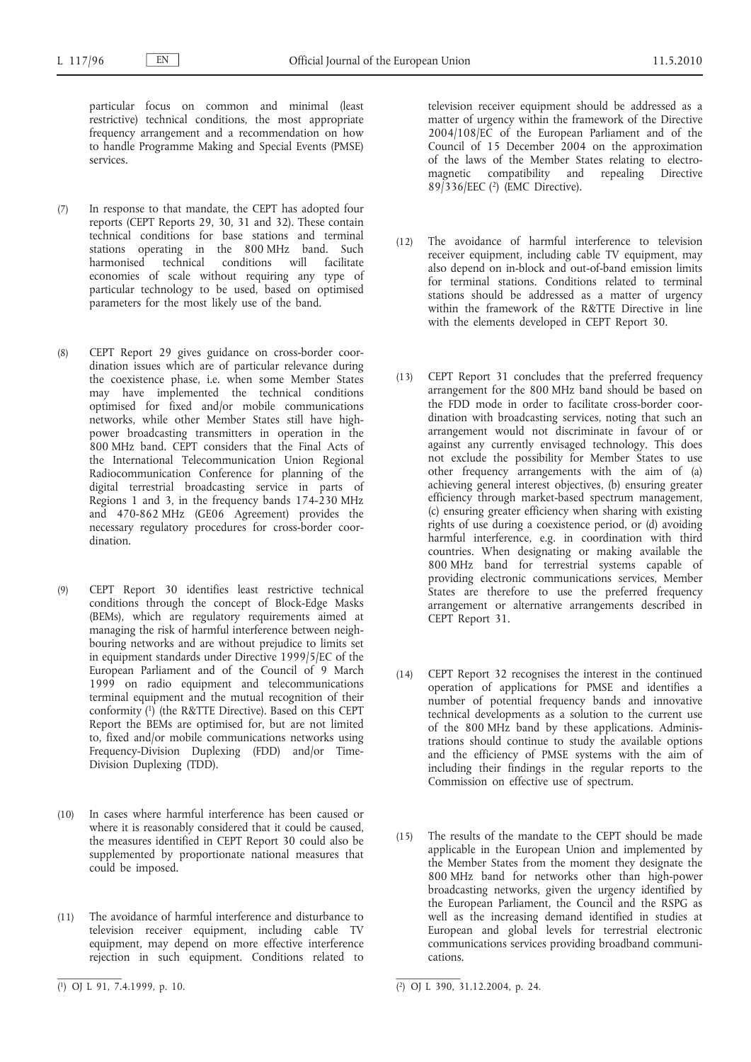particular focus on common and minimal (least restrictive) technical conditions, the most appropriate frequency arrangement and a recommendation on how to handle Programme Making and Special Events (PMSE) services.

(7) In response to that mandate, the CEPT has adopted four reports (CEPT Reports 29, 30, 31 and 32). These contain technical conditions for base stations and terminal stations operating in the 800 MHz band. Such harmonised technical conditions will facilitate economies of scale without requiring any type of particular technology to be used, based on optimised parameters for the most likely use of the band.

(8) CEPT Report 29 gives guidance on cross-border coordination issues which are of particular relevance during the coexistence phase, i.e. when some Member States may have implemented the technical conditions optimised for fixed and/or mobile communications networks, while other Member States still have high-power broadcasting transmitters in operation in the 800 MHz band. CEPT considers that the Final Acts of the International Telecommunication Union Regional Radiocommunication Conference for planning of the digital terrestrial broadcasting service in parts of Regions 1 and 3, in the frequency bands 174-230 MHz and 470-862 MHz (GE06 Agreement) provides the necessary regulatory procedures for cross-border coordination.

(9) CEPT Report 30 identifies least restrictive technical conditions through the concept of Block-Edge Masks (BEMs), which are regulatory requirements aimed at managing the risk of harmful interference between neighbouring networks and are without prejudice to limits set in equipment standards under Directive 1999/5/EC of the European Parliament and of the Council of 9 March 1999 on radio equipment and telecommunications terminal equipment and the mutual recognition of their conformity [1] (the R&TTE Directive). Based on this CEPT Report the BEMs are optimised for, but are not limited to, fixed and/or mobile communications networks using Frequency-Division Duplexing (FDD) and/or Time-Division Duplexing (TDD).

(10) In cases where harmful interference has been caused or where it is reasonably considered that it could be caused, the measures identified in CEPT Report 30 could also be supplemented by proportionate national measures that could be imposed.

(11) The avoidance of harmful interference and disturbance to television receiver equipment, including cable TV equipment, may depend on more effective interference rejection in such equipment. Conditions related to television receiver equipment should be addressed as a matter of urgency within the framework of the Directive 2004/108/EC of the European Parliament and of the Council of 15 December 2004 on the approximation of the laws of the Member States relating to electromagnetic compatibility and repealing Directive 89/336/EEC [2] (EMC Directive).

(12) The avoidance of harmful interference to television receiver equipment, including cable TV equipment, may also depend on in-block and out-of-band emission limits for terminal stations. Conditions related to terminal stations should be addressed as a matter of urgency within the framework of the R&TTE Directive in line with the elements developed in CEPT Report 30.

(13) CEPT Report 31 concludes that the preferred frequency arrangement for the 800 MHz band should be based on the FDD mode in order to facilitate cross-border coordination with broadcasting services, noting that such an arrangement would not discriminate in favour of or against any currently envisaged technology. This does not exclude the possibility for Member States to use other frequency arrangements with the aim of (a) achieving general interest objectives, (b) ensuring greater efficiency through market-based spectrum management, (c) ensuring greater efficiency when sharing with existing rights of use during a coexistence period, or (d) avoiding harmful interference, e.g. in coordination with third countries. When designating or making available the 800 MHz band for terrestrial systems capable of providing electronic communications services, Member States are therefore to use the preferred frequency arrangement or alternative arrangements described in CEPT Report 31.

(14) CEPT Report 32 recognises the interest in the continued operation of applications for PMSE and identifies a number of potential frequency bands and innovative technical developments as a solution to the current use of the 800 MHz band by these applications. Administrations should continue to study the available options and the efficiency of PMSE systems with the aim of including their findings in the regular reports to the Commission on effective use of spectrum.

(15) The results of the mandate to the CEPT should be made applicable in the European Union and implemented by the Member States from the moment they designate the 800 MHz band for networks other than high-power broadcasting networks, given the urgency identified by the European Parliament, the Council and the RSPG as well as the increasing demand identified in studies at European and global levels for terrestrial electronic communications services providing broadband communications.

---

[1] OJ L 91, 7.4.1999, p. 10.

[2] OJ L 390, 31.12.2004, p. 24.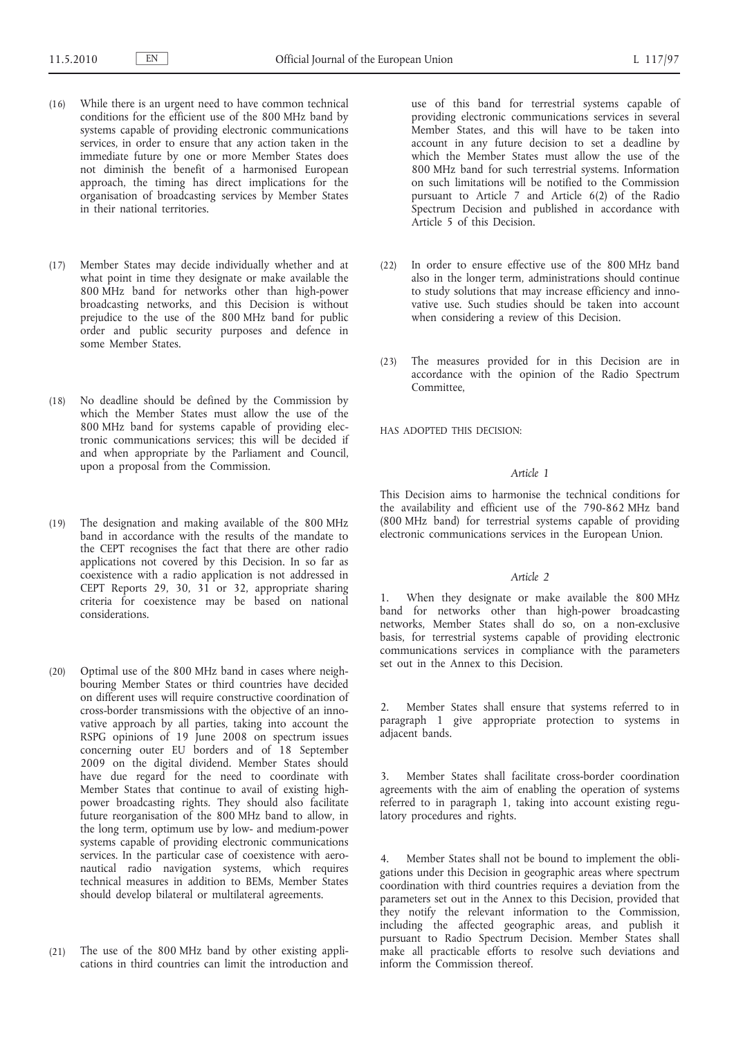(16) While there is an urgent need to have common technical conditions for the efficient use of the 800 MHz band by systems capable of providing electronic communications services, in order to ensure that any action taken in the immediate future by one or more Member States does not diminish the benefit of a harmonised European approach, the timing has direct implications for the organisation of broadcasting services by Member States in their national territories.

(17) Member States may decide individually whether and at what point in time they designate or make available the 800 MHz band for networks other than high-power broadcasting networks, and this Decision is without prejudice to the use of the 800 MHz band for public order and public security purposes and defence in some Member States.

(18) No deadline should be defined by the Commission by which the Member States must allow the use of the 800 MHz band for systems capable of providing electronic communications services; this will be decided if and when appropriate by the Parliament and Council, upon a proposal from the Commission.

(19) The designation and making available of the 800 MHz band in accordance with the results of the mandate to the CEPT recognises the fact that there are other radio applications not covered by this Decision. In so far as coexistence with a radio application is not addressed in CEPT Reports 29, 30, 31 or 32, appropriate sharing criteria for coexistence may be based on national considerations.

(20) Optimal use of the 800 MHz band in cases where neighbouring Member States or third countries have decided on different uses will require constructive coordination of cross-border transmissions with the objective of an innovative approach by all parties, taking into account the RSPG opinions of 19 June 2008 on spectrum issues concerning outer EU borders and of 18 September 2009 on the digital dividend. Member States should have due regard for the need to coordinate with Member States that continue to avail of existing high-power broadcasting rights. They should also facilitate future reorganisation of the 800 MHz band to allow, in the long term, optimum use by low- and medium-power systems capable of providing electronic communications services. In the particular case of coexistence with aeronautical radio navigation systems, which requires technical measures in addition to BEMs, Member States should develop bilateral or multilateral agreements.

(21) The use of the 800 MHz band by other existing applications in third countries can limit the introduction and use of this band for terrestrial systems capable of providing electronic communications services in several Member States, and this will have to be taken into account in any future decision to set a deadline by which the Member States must allow the use of the 800 MHz band for such terrestrial systems. Information on such limitations will be notified to the Commission pursuant to Article 7 and Article 6(2) of the Radio Spectrum Decision and published in accordance with Article 5 of this Decision.

(22) In order to ensure effective use of the 800 MHz band also in the longer term, administrations should continue to study solutions that may increase efficiency and innovative use. Such studies should be taken into account when considering a review of this Decision.

(23) The measures provided for in this Decision are in accordance with the opinion of the Radio Spectrum Committee,

HAS ADOPTED THIS DECISION:

*Article 1*

This Decision aims to harmonise the technical conditions for the availability and efficient use of the 790-862 MHz band (800 MHz band) for terrestrial systems capable of providing electronic communications services in the European Union.

*Article 2*

1. When they designate or make available the 800 MHz band for networks other than high-power broadcasting networks, Member States shall do so, on a non-exclusive basis, for terrestrial systems capable of providing electronic communications services in compliance with the parameters set out in the Annex to this Decision.

2. Member States shall ensure that systems referred to in paragraph 1 give appropriate protection to systems in adjacent bands.

3. Member States shall facilitate cross-border coordination agreements with the aim of enabling the operation of systems referred to in paragraph 1, taking into account existing regulatory procedures and rights.

4. Member States shall not be bound to implement the obligations under this Decision in geographic areas where spectrum coordination with third countries requires a deviation from the parameters set out in the Annex to this Decision, provided that they notify the relevant information to the Commission, including the affected geographic areas, and publish it pursuant to Radio Spectrum Decision. Member States shall make all practicable efforts to resolve such deviations and inform the Commission thereof.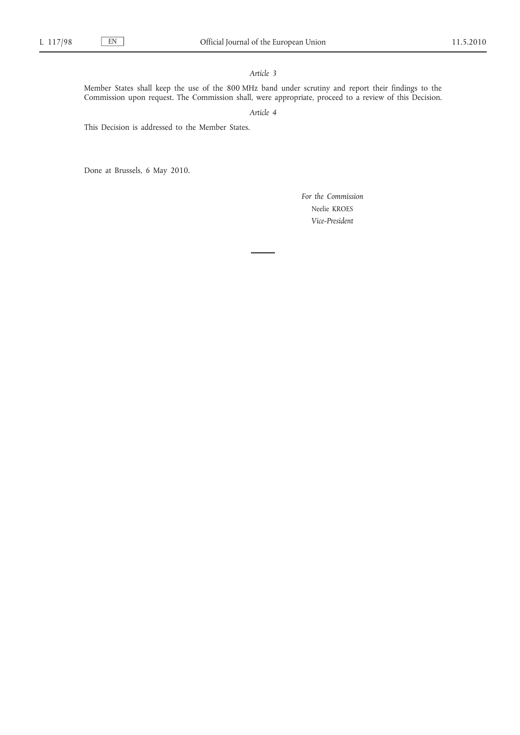*Article 3*

Member States shall keep the use of the 800 MHz band under scrutiny and report their findings to the Commission upon request. The Commission shall, were appropriate, proceed to a review of this Decision.

*Article 4*

This Decision is addressed to the Member States.

Done at Brussels, 6 May 2010.

*For the Commission*

Neelie KROES

*Vice-President*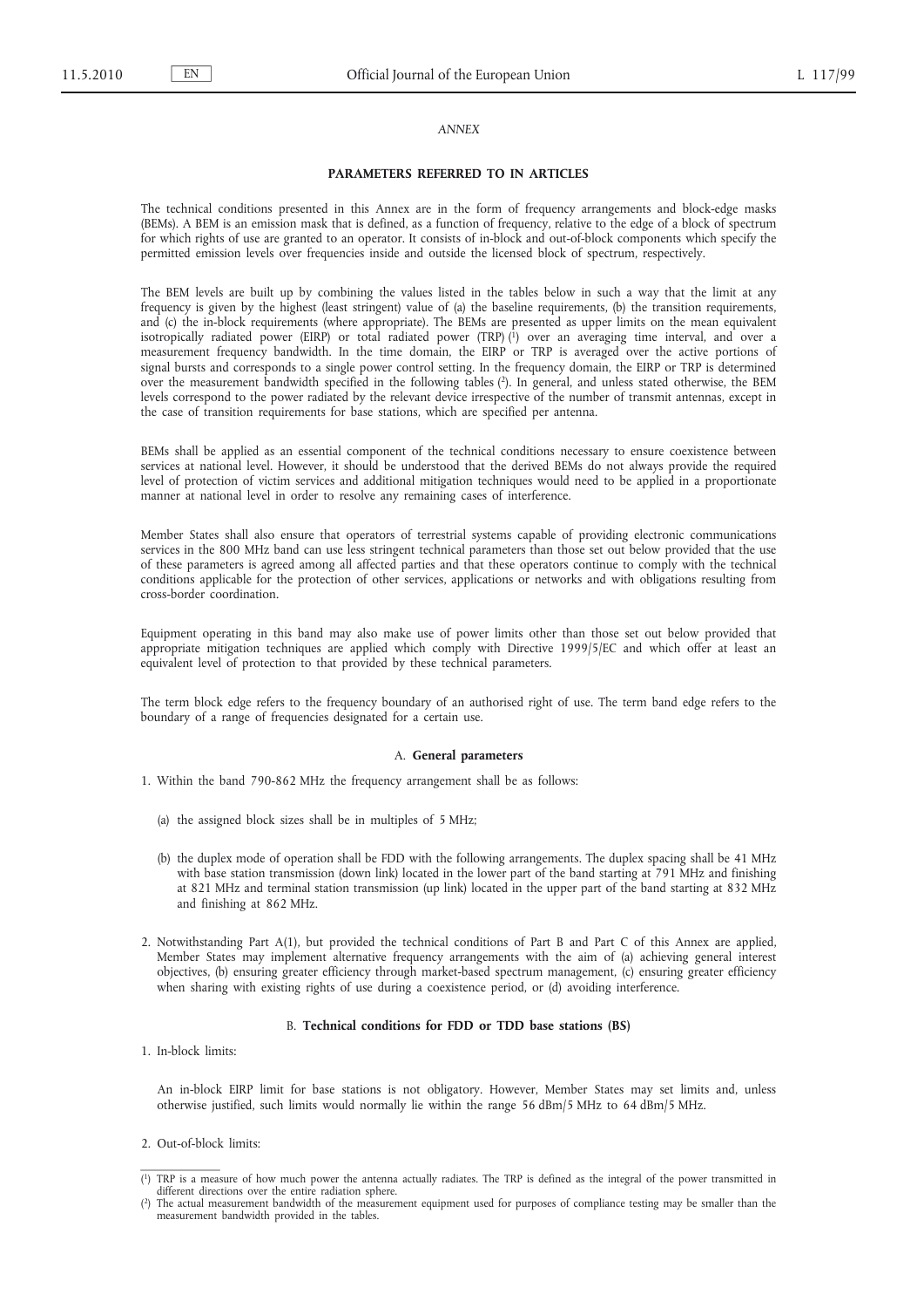*ANNEX*

**PARAMETERS REFERRED TO IN ARTICLES**

The technical conditions presented in this Annex are in the form of frequency arrangements and block-edge masks (BEMs). A BEM is an emission mask that is defined, as a function of frequency, relative to the edge of a block of spectrum for which rights of use are granted to an operator. It consists of in-block and out-of-block components which specify the permitted emission levels over frequencies inside and outside the licensed block of spectrum, respectively.

The BEM levels are built up by combining the values listed in the tables below in such a way that the limit at any frequency is given by the highest (least stringent) value of (a) the baseline requirements, (b) the transition requirements, and (c) the in-block requirements (where appropriate). The BEMs are presented as upper limits on the mean equivalent isotropically radiated power (EIRP) or total radiated power (TRP) [1] over an averaging time interval, and over a measurement frequency bandwidth. In the time domain, the EIRP or TRP is averaged over the active portions of signal bursts and corresponds to a single power control setting. In the frequency domain, the EIRP or TRP is determined over the measurement bandwidth specified in the following tables [2]. In general, and unless stated otherwise, the BEM levels correspond to the power radiated by the relevant device irrespective of the number of transmit antennas, except in the case of transition requirements for base stations, which are specified per antenna.

BEMs shall be applied as an essential component of the technical conditions necessary to ensure coexistence between services at national level. However, it should be understood that the derived BEMs do not always provide the required level of protection of victim services and additional mitigation techniques would need to be applied in a proportionate manner at national level in order to resolve any remaining cases of interference.

Member States shall also ensure that operators of terrestrial systems capable of providing electronic communications services in the 800 MHz band can use less stringent technical parameters than those set out below provided that the use of these parameters is agreed among all affected parties and that these operators continue to comply with the technical conditions applicable for the protection of other services, applications or networks and with obligations resulting from cross-border coordination.

Equipment operating in this band may also make use of power limits other than those set out below provided that appropriate mitigation techniques are applied which comply with Directive 1999/5/EC and which offer at least an equivalent level of protection to that provided by these technical parameters.

The term block edge refers to the frequency boundary of an authorised right of use. The term band edge refers to the boundary of a range of frequencies designated for a certain use.

## A. **General parameters**

1. Within the band 790-862 MHz the frequency arrangement shall be as follows:

   (a) the assigned block sizes shall be in multiples of 5 MHz;

   (b) the duplex mode of operation shall be FDD with the following arrangements. The duplex spacing shall be 41 MHz with base station transmission (down link) located in the lower part of the band starting at 791 MHz and finishing at 821 MHz and terminal station transmission (up link) located in the upper part of the band starting at 832 MHz and finishing at 862 MHz.

2. Notwithstanding Part A(1), but provided the technical conditions of Part B and Part C of this Annex are applied, Member States may implement alternative frequency arrangements with the aim of (a) achieving general interest objectives, (b) ensuring greater efficiency through market-based spectrum management, (c) ensuring greater efficiency when sharing with existing rights of use during a coexistence period, or (d) avoiding interference.

## B. **Technical conditions for FDD or TDD base stations (BS)**

1. In-block limits:

   An in-block EIRP limit for base stations is not obligatory. However, Member States may set limits and, unless otherwise justified, such limits would normally lie within the range 56 dBm/5 MHz to 64 dBm/5 MHz.

2. Out-of-block limits:

---

[1] TRP is a measure of how much power the antenna actually radiates. The TRP is defined as the integral of the power transmitted in different directions over the entire radiation sphere.

[2] The actual measurement bandwidth of the measurement equipment used for purposes of compliance testing may be smaller than the measurement bandwidth provided in the tables.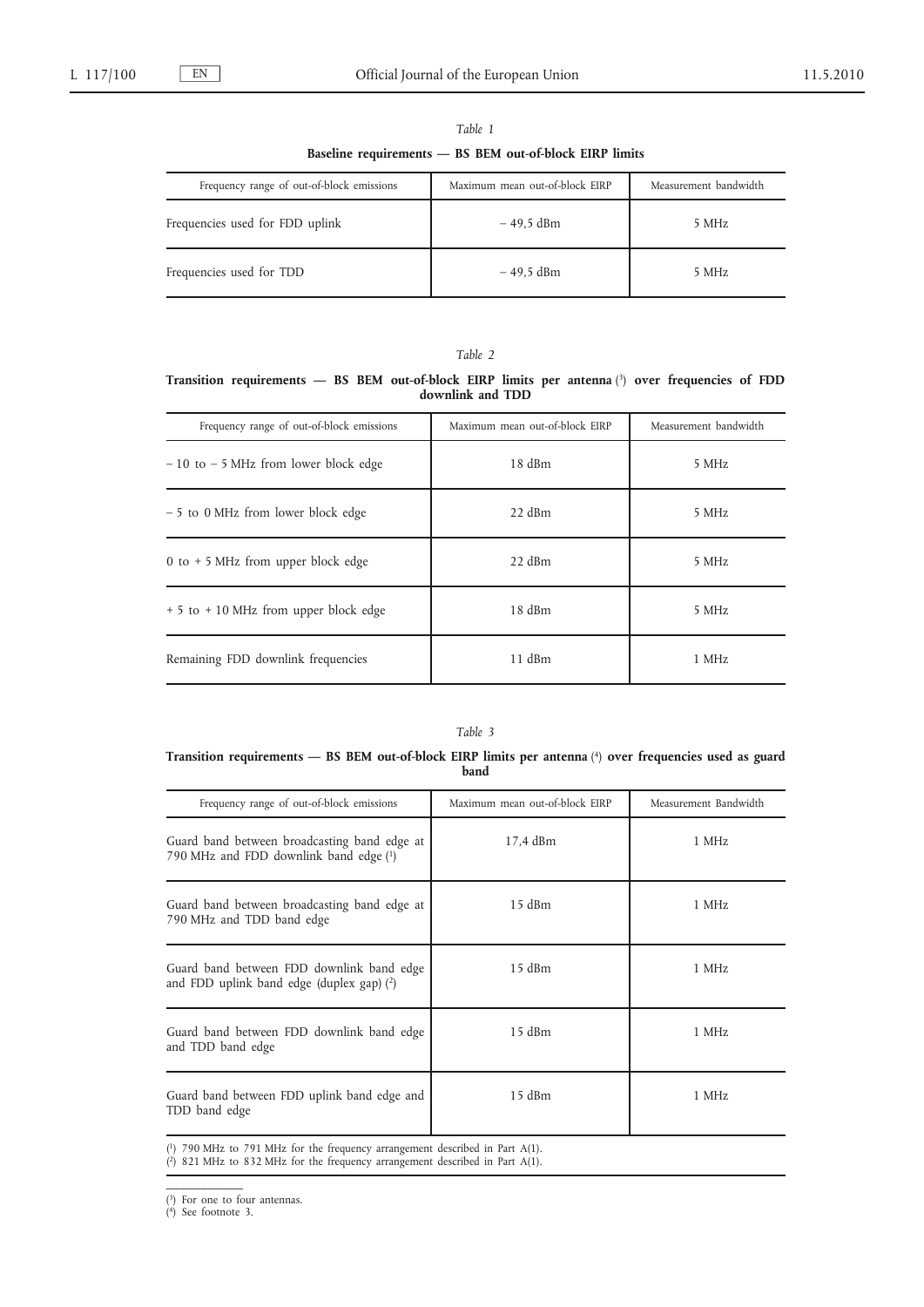*Table 1*

**Baseline requirements — BS BEM out-of-block EIRP limits**

| Frequency range of out-of-block emissions | Maximum mean out-of-block EIRP | Measurement bandwidth |
|---|---|---|
| Frequencies used for FDD uplink | – 49,5 dBm | 5 MHz |
| Frequencies used for TDD | – 49,5 dBm | 5 MHz |

*Table 2*

**Transition requirements — BS BEM out-of-block EIRP limits per antenna [3] over frequencies of FDD downlink and TDD**

| Frequency range of out-of-block emissions | Maximum mean out-of-block EIRP | Measurement bandwidth |
|---|---|---|
| – 10 to – 5 MHz from lower block edge | 18 dBm | 5 MHz |
| – 5 to 0 MHz from lower block edge | 22 dBm | 5 MHz |
| 0 to + 5 MHz from upper block edge | 22 dBm | 5 MHz |
| + 5 to + 10 MHz from upper block edge | 18 dBm | 5 MHz |
| Remaining FDD downlink frequencies | 11 dBm | 1 MHz |

*Table 3*

**Transition requirements — BS BEM out-of-block EIRP limits per antenna [4] over frequencies used as guard band**

| Frequency range of out-of-block emissions | Maximum mean out-of-block EIRP | Measurement Bandwidth |
|---|---|---|
| Guard band between broadcasting band edge at 790 MHz and FDD downlink band edge [1] | 17,4 dBm | 1 MHz |
| Guard band between broadcasting band edge at 790 MHz and TDD band edge | 15 dBm | 1 MHz |
| Guard band between FDD downlink band edge and FDD uplink band edge (duplex gap) [2] | 15 dBm | 1 MHz |
| Guard band between FDD downlink band edge and TDD band edge | 15 dBm | 1 MHz |
| Guard band between FDD uplink band edge and TDD band edge | 15 dBm | 1 MHz |

[1] 790 MHz to 791 MHz for the frequency arrangement described in Part A(1).
[2] 821 MHz to 832 MHz for the frequency arrangement described in Part A(1).

---

[3] For one to four antennas.
[4] See footnote 3.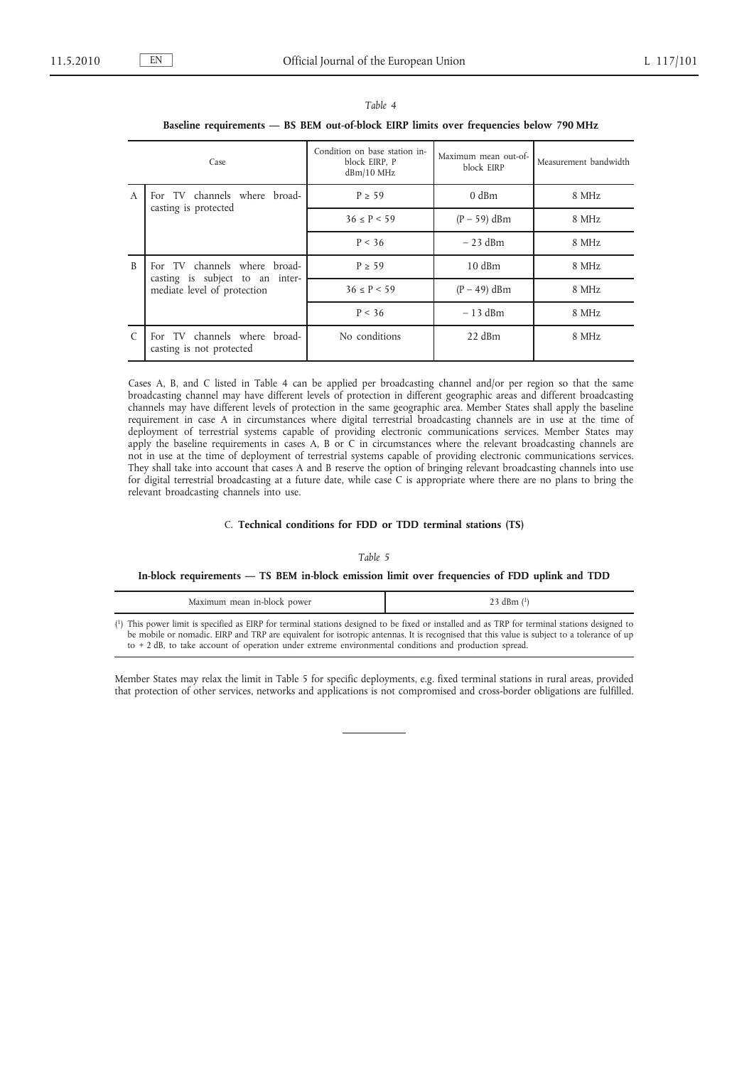*Table 4*

**Baseline requirements — BS BEM out-of-block EIRP limits over frequencies below 790 MHz**

| Case | | Condition on base station in-block EIRP, P dBm/10 MHz | Maximum mean out-of-block EIRP | Measurement bandwidth |
|---|---|---|---|---|
| A | For TV channels where broadcasting is protected | P ≥ 59 | 0 dBm | 8 MHz |
| | | 36 ≤ P < 59 | (P − 59) dBm | 8 MHz |
| | | P < 36 | − 23 dBm | 8 MHz |
| B | For TV channels where broadcasting is subject to an intermediate level of protection | P ≥ 59 | 10 dBm | 8 MHz |
| | | 36 ≤ P < 59 | (P − 49) dBm | 8 MHz |
| | | P < 36 | − 13 dBm | 8 MHz |
| C | For TV channels where broadcasting is not protected | No conditions | 22 dBm | 8 MHz |

Cases A, B, and C listed in Table 4 can be applied per broadcasting channel and/or per region so that the same broadcasting channel may have different levels of protection in different geographic areas and different broadcasting channels may have different levels of protection in the same geographic area. Member States shall apply the baseline requirement in case A in circumstances where digital terrestrial broadcasting channels are in use at the time of deployment of terrestrial systems capable of providing electronic communications services. Member States may apply the baseline requirements in cases A, B or C in circumstances where the relevant broadcasting channels are not in use at the time of deployment of terrestrial systems capable of providing electronic communications services. They shall take into account that cases A and B reserve the option of bringing relevant broadcasting channels into use for digital terrestrial broadcasting at a future date, while case C is appropriate where there are no plans to bring the relevant broadcasting channels into use.

### C. **Technical conditions for FDD or TDD terminal stations (TS)**

*Table 5*

**In-block requirements — TS BEM in-block emission limit over frequencies of FDD uplink and TDD**

| Maximum mean in-block power | 23 dBm [1] |
|---|---|

[1] This power limit is specified as EIRP for terminal stations designed to be fixed or installed and as TRP for terminal stations designed to be mobile or nomadic. EIRP and TRP are equivalent for isotropic antennas. It is recognised that this value is subject to a tolerance of up to + 2 dB, to take account of operation under extreme environmental conditions and production spread.

Member States may relax the limit in Table 5 for specific deployments, e.g. fixed terminal stations in rural areas, provided that protection of other services, networks and applications is not compromised and cross-border obligations are fulfilled.